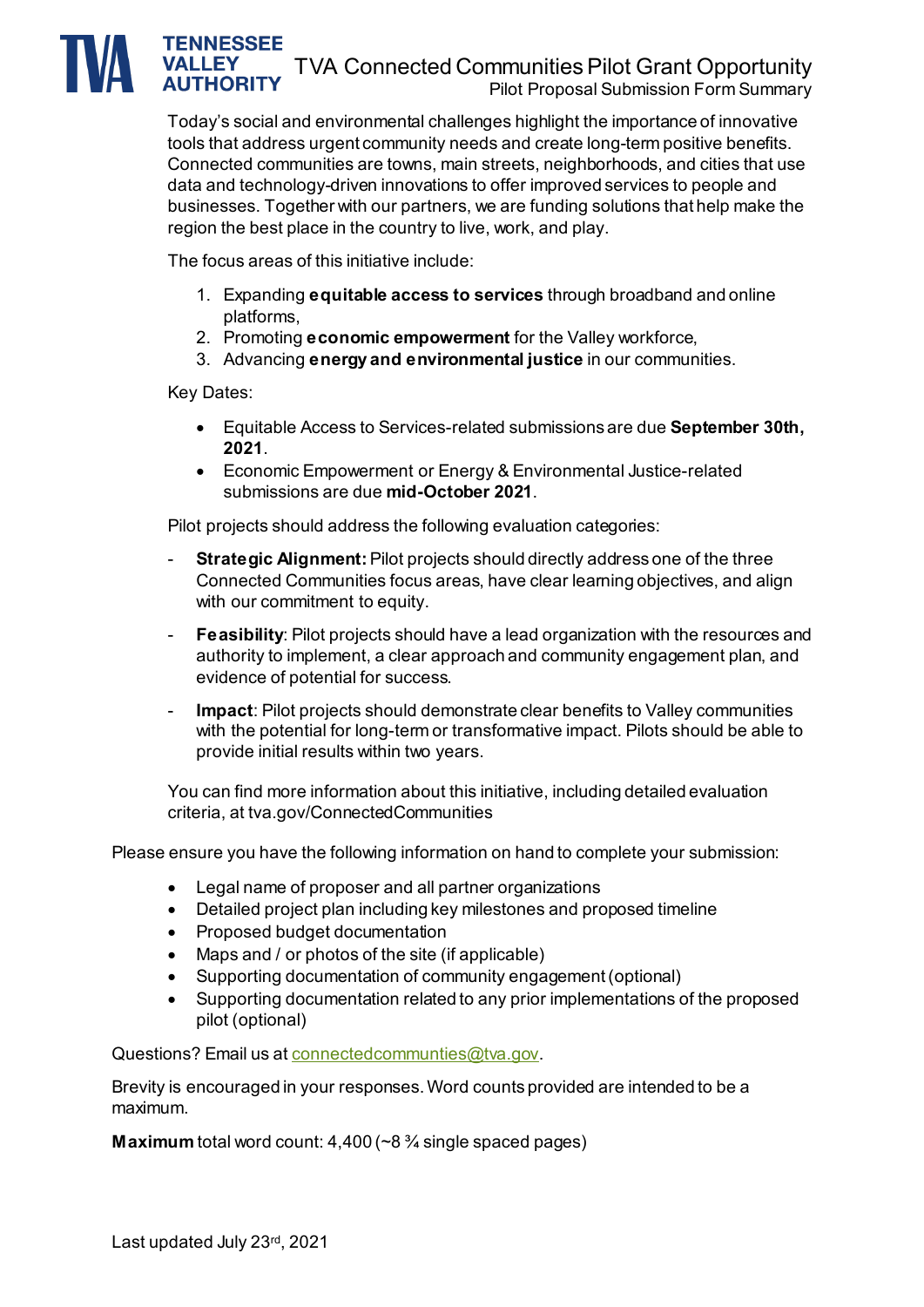# TVA Connected Communities Pilot Grant Opportunity

## Pilot Proposal Submission Form Summary

Today's social and environmental challenges highlight the importance of innovative tools that address urgent community needs and create long-term positive benefits. Connected communities are towns, main streets, neighborhoods, and cities that use data and technology-driven innovations to offer improved services to people and businesses. Together with our partners, we are funding solutions that help make the region the best place in the country to live, work, and play.

The focus areas of this initiative include:

1. Expanding **equitable access to services** through broadband and online platforms,
2. Promoting **economic empowerment** for the Valley workforce,
3. Advancing **energy and environmental justice** in our communities.

Key Dates:

- Equitable Access to Services-related submissions are due **September 30th, 2021**.
- Economic Empowerment or Energy & Environmental Justice-related submissions are due **mid-October 2021**.

Pilot projects should address the following evaluation categories:

- **Strategic Alignment:** Pilot projects should directly address one of the three Connected Communities focus areas, have clear learning objectives, and align with our commitment to equity.
- **Feasibility**: Pilot projects should have a lead organization with the resources and authority to implement, a clear approach and community engagement plan, and evidence of potential for success.
- **Impact**: Pilot projects should demonstrate clear benefits to Valley communities with the potential for long-term or transformative impact. Pilots should be able to provide initial results within two years.

You can find more information about this initiative, including detailed evaluation criteria, at tva.gov/ConnectedCommunities

Please ensure you have the following information on hand to complete your submission:

- Legal name of proposer and all partner organizations
- Detailed project plan including key milestones and proposed timeline
- Proposed budget documentation
- Maps and / or photos of the site (if applicable)
- Supporting documentation of community engagement (optional)
- Supporting documentation related to any prior implementations of the proposed pilot (optional)

Questions? Email us at connectedcommunties@tva.gov.

Brevity is encouraged in your responses. Word counts provided are intended to be a maximum.

**Maximum** total word count: 4,400 (~8 ¾ single spaced pages)

Last updated July 23rd, 2021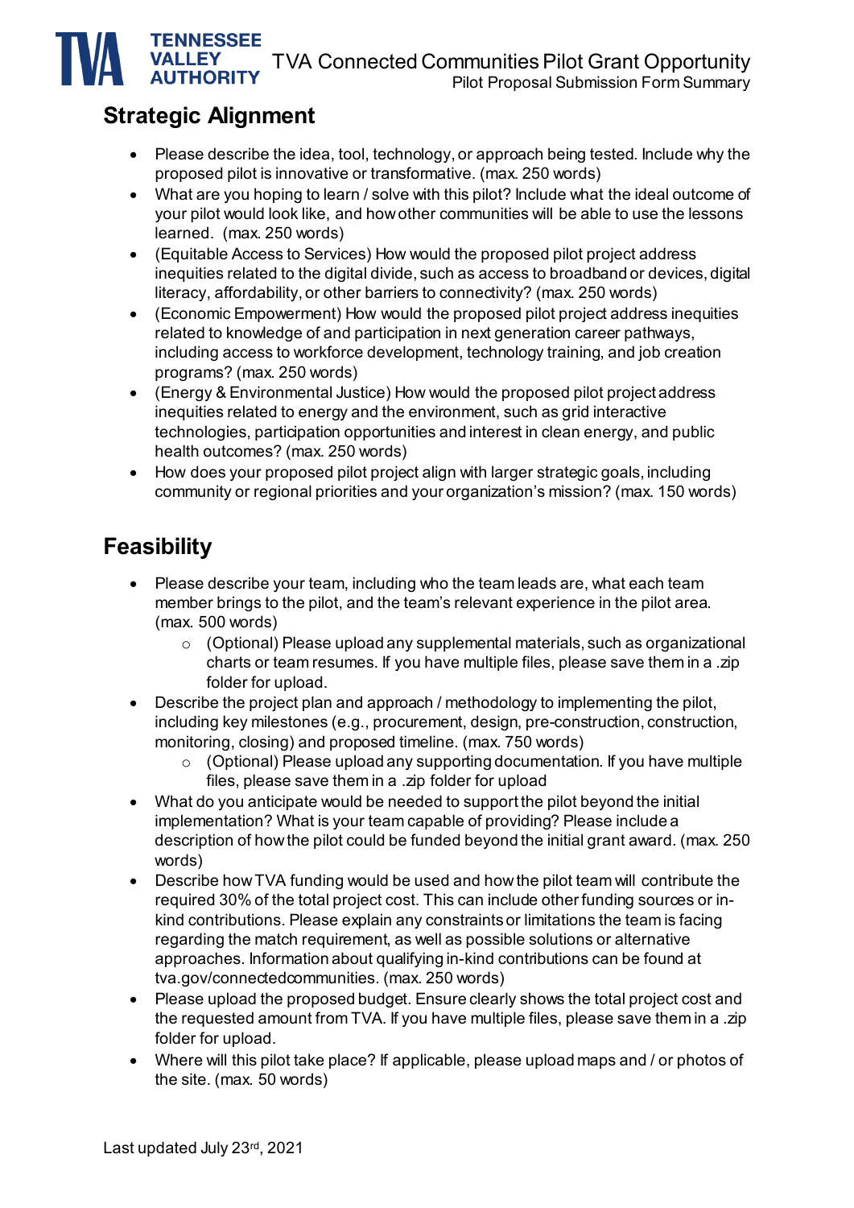## Strategic Alignment

- Please describe the idea, tool, technology, or approach being tested. Include why the proposed pilot is innovative or transformative. (max. 250 words)
- What are you hoping to learn / solve with this pilot? Include what the ideal outcome of your pilot would look like, and how other communities will be able to use the lessons learned. (max. 250 words)
- (Equitable Access to Services) How would the proposed pilot project address inequities related to the digital divide, such as access to broadband or devices, digital literacy, affordability, or other barriers to connectivity? (max. 250 words)
- (Economic Empowerment) How would the proposed pilot project address inequities related to knowledge of and participation in next generation career pathways, including access to workforce development, technology training, and job creation programs? (max. 250 words)
- (Energy & Environmental Justice) How would the proposed pilot project address inequities related to energy and the environment, such as grid interactive technologies, participation opportunities and interest in clean energy, and public health outcomes? (max. 250 words)
- How does your proposed pilot project align with larger strategic goals, including community or regional priorities and your organization's mission? (max. 150 words)

## Feasibility

- Please describe your team, including who the team leads are, what each team member brings to the pilot, and the team's relevant experience in the pilot area. (max. 500 words)
  - (Optional) Please upload any supplemental materials, such as organizational charts or team resumes. If you have multiple files, please save them in a .zip folder for upload.
- Describe the project plan and approach / methodology to implementing the pilot, including key milestones (e.g., procurement, design, pre-construction, construction, monitoring, closing) and proposed timeline. (max. 750 words)
  - (Optional) Please upload any supporting documentation. If you have multiple files, please save them in a .zip folder for upload
- What do you anticipate would be needed to support the pilot beyond the initial implementation? What is your team capable of providing? Please include a description of how the pilot could be funded beyond the initial grant award. (max. 250 words)
- Describe how TVA funding would be used and how the pilot team will contribute the required 30% of the total project cost. This can include other funding sources or in-kind contributions. Please explain any constraints or limitations the team is facing regarding the match requirement, as well as possible solutions or alternative approaches. Information about qualifying in-kind contributions can be found at tva.gov/connectedcommunities. (max. 250 words)
- Please upload the proposed budget. Ensure clearly shows the total project cost and the requested amount from TVA. If you have multiple files, please save them in a .zip folder for upload.
- Where will this pilot take place? If applicable, please upload maps and / or photos of the site. (max. 50 words)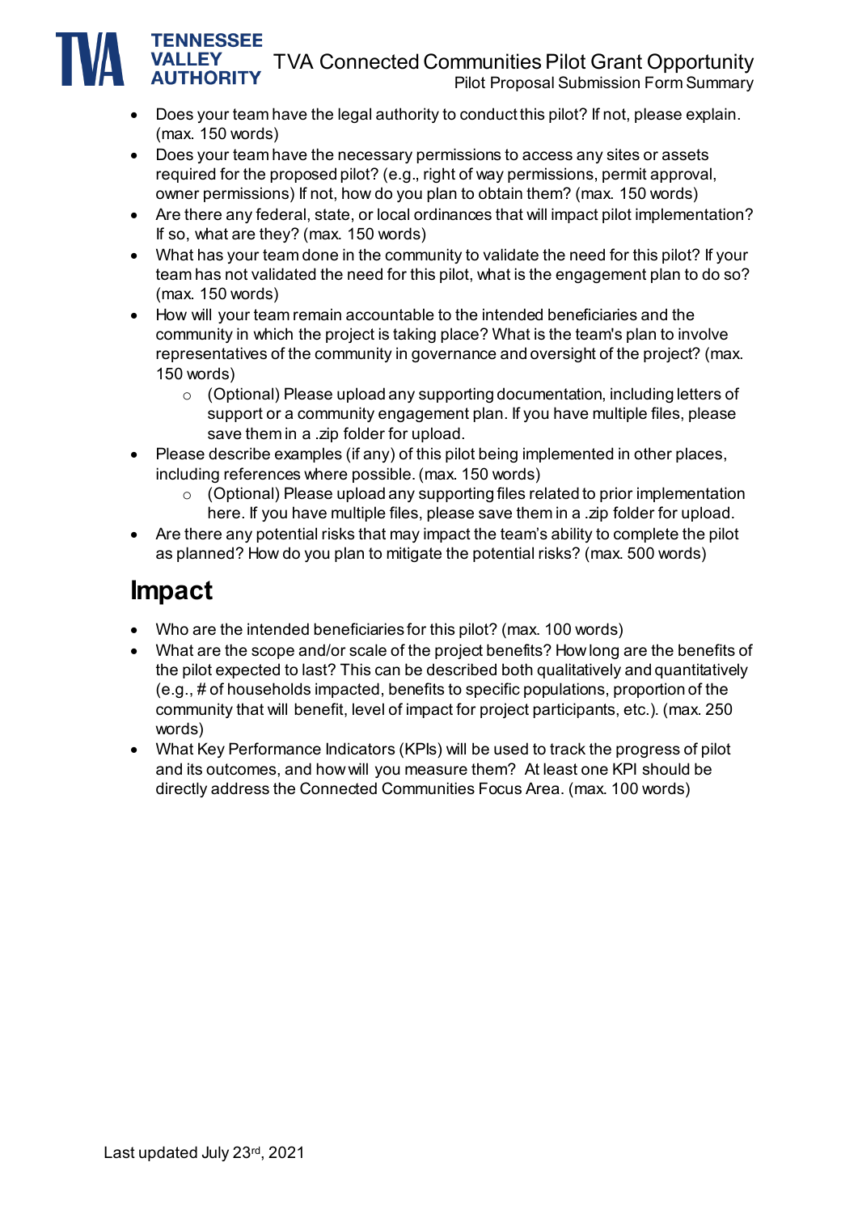- Does your team have the legal authority to conduct this pilot? If not, please explain. (max. 150 words)
- Does your team have the necessary permissions to access any sites or assets required for the proposed pilot? (e.g., right of way permissions, permit approval, owner permissions) If not, how do you plan to obtain them? (max. 150 words)
- Are there any federal, state, or local ordinances that will impact pilot implementation? If so, what are they? (max. 150 words)
- What has your team done in the community to validate the need for this pilot? If your team has not validated the need for this pilot, what is the engagement plan to do so? (max. 150 words)
- How will your team remain accountable to the intended beneficiaries and the community in which the project is taking place? What is the team's plan to involve representatives of the community in governance and oversight of the project? (max. 150 words)
    - (Optional) Please upload any supporting documentation, including letters of support or a community engagement plan. If you have multiple files, please save them in a .zip folder for upload.
- Please describe examples (if any) of this pilot being implemented in other places, including references where possible. (max. 150 words)
    - (Optional) Please upload any supporting files related to prior implementation here. If you have multiple files, please save them in a .zip folder for upload.
- Are there any potential risks that may impact the team's ability to complete the pilot as planned? How do you plan to mitigate the potential risks? (max. 500 words)

# Impact

- Who are the intended beneficiaries for this pilot? (max. 100 words)
- What are the scope and/or scale of the project benefits? How long are the benefits of the pilot expected to last? This can be described both qualitatively and quantitatively (e.g., # of households impacted, benefits to specific populations, proportion of the community that will benefit, level of impact for project participants, etc.). (max. 250 words)
- What Key Performance Indicators (KPIs) will be used to track the progress of pilot and its outcomes, and how will you measure them? At least one KPI should be directly address the Connected Communities Focus Area. (max. 100 words)

Last updated July 23rd, 2021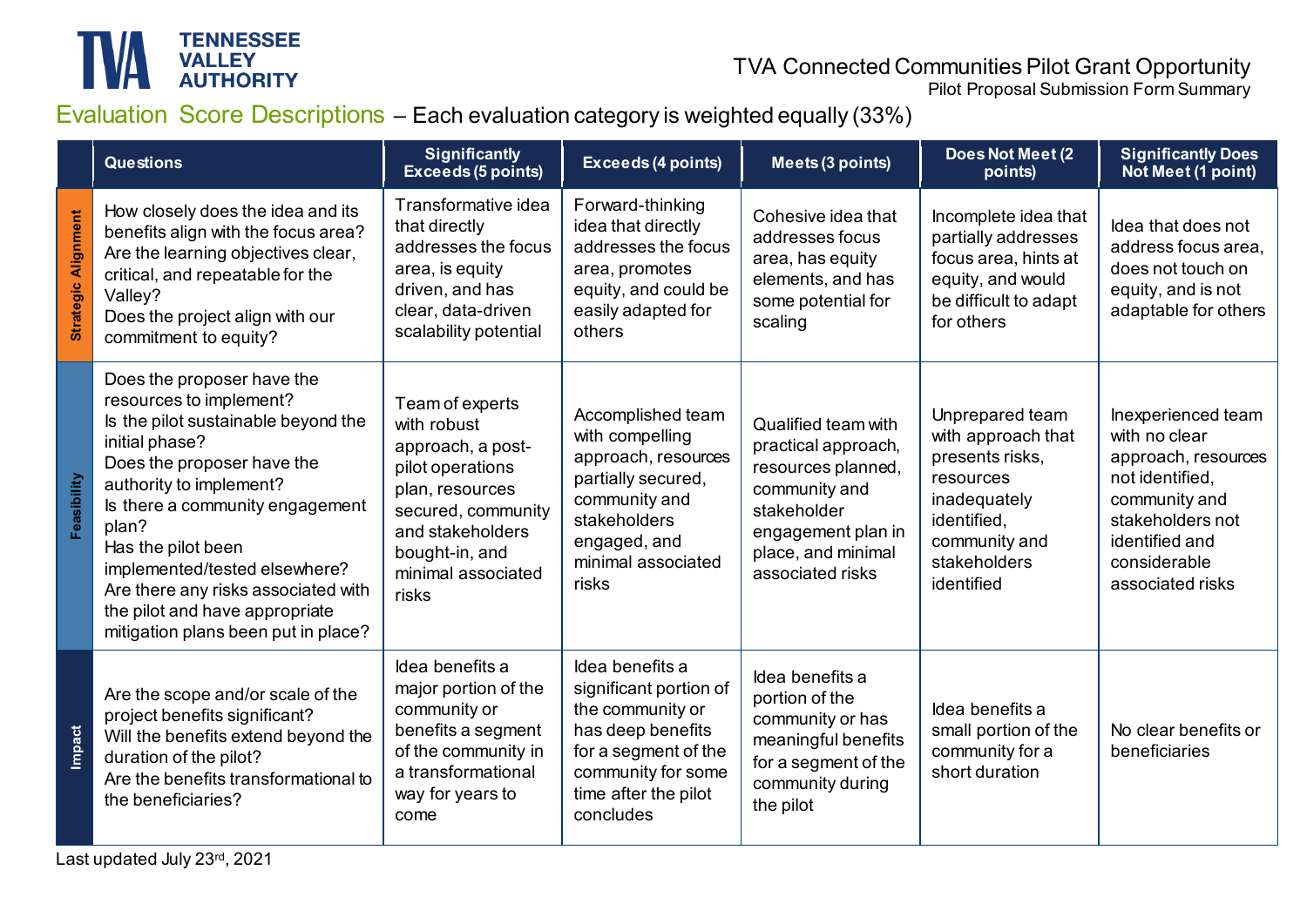TVA Connected Communities Pilot Grant Opportunity

Pilot Proposal Submission Form Summary

## Evaluation Score Descriptions – Each evaluation category is weighted equally (33%)

| | Questions | Significantly Exceeds (5 points) | Exceeds (4 points) | Meets (3 points) | Does Not Meet (2 points) | Significantly Does Not Meet (1 point) |
|---|---|---|---|---|---|---|
| **Strategic Alignment** | How closely does the idea and its benefits align with the focus area? Are the learning objectives clear, critical, and repeatable for the Valley? Does the project align with our commitment to equity? | Transformative idea that directly addresses the focus area, is equity driven, and has clear, data-driven scalability potential | Forward-thinking idea that directly addresses the focus area, promotes equity, and could be easily adapted for others | Cohesive idea that addresses focus area, has equity elements, and has some potential for scaling | Incomplete idea that partially addresses focus area, hints at equity, and would be difficult to adapt for others | Idea that does not address focus area, does not touch on equity, and is not adaptable for others |
| **Feasibility** | Does the proposer have the resources to implement? Is the pilot sustainable beyond the initial phase? Does the proposer have the authority to implement? Is there a community engagement plan? Has the pilot been implemented/tested elsewhere? Are there any risks associated with the pilot and have appropriate mitigation plans been put in place? | Team of experts with robust approach, a post-pilot operations plan, resources secured, community and stakeholders bought-in, and minimal associated risks | Accomplished team with compelling approach, resources partially secured, community and stakeholders engaged, and minimal associated risks | Qualified team with practical approach, resources planned, community and stakeholder engagement plan in place, and minimal associated risks | Unprepared team with approach that presents risks, resources inadequately identified, community and stakeholders identified | Inexperienced team with no clear approach, resources not identified, community and stakeholders not identified and considerable associated risks |
| **Impact** | Are the scope and/or scale of the project benefits significant? Will the benefits extend beyond the duration of the pilot? Are the benefits transformational to the beneficiaries? | Idea benefits a major portion of the community or benefits a segment of the community in a transformational way for years to come | Idea benefits a significant portion of the community or has deep benefits for a segment of the community for some time after the pilot concludes | Idea benefits a portion of the community or has meaningful benefits for a segment of the community during the pilot | Idea benefits a small portion of the community for a short duration | No clear benefits or beneficiaries |

Last updated July 23rd, 2021